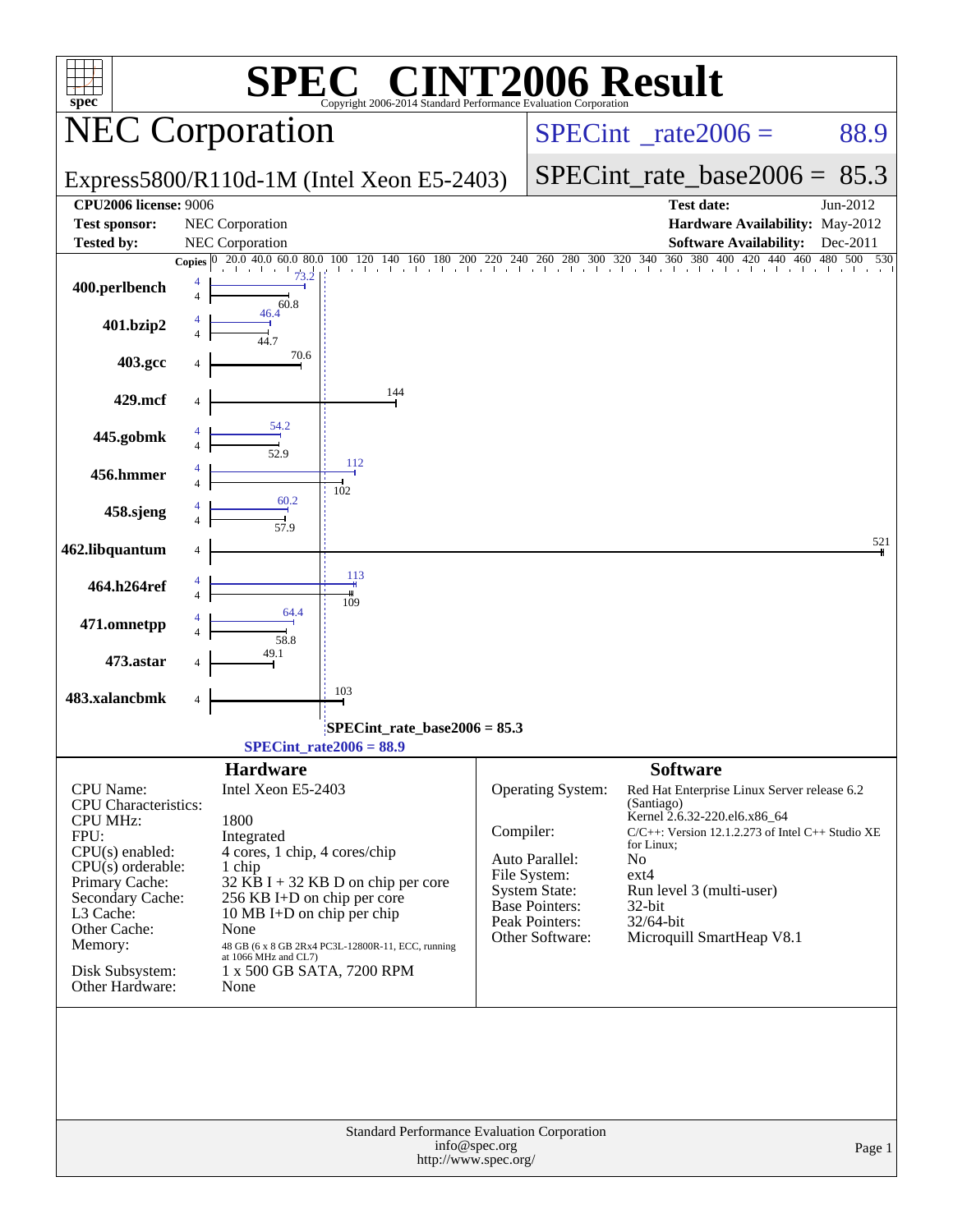# SPEC® CINT2006 Result

Copyright 2006-2014 Standard Performance Evaluation Corporation

## NEC Corporation

Express5800/R110d-1M (Intel Xeon E5-2403)

SPECint_rate2006 = 88.9

SPECint_rate_base2006 = 85.3

| | | | |
|---|---|---|---|
| **CPU2006 license:** 9006 | | **Test date:** | Jun-2012 |
| **Test sponsor:** | NEC Corporation | **Hardware Availability:** | May-2012 |
| **Tested by:** | NEC Corporation | **Software Availability:** | Dec-2011 |

Copies 0 20.0 40.0 60.0 80.0 100 120 140 160 180 200 220 240 260 280 300 320 340 360 380 400 420 440 460 480 500 530

400.perlbench 4 4 73.2 60.8

401.bzip2 4 4 46.4 44.7

403.gcc 4 70.6

429.mcf 4 144

445.gobmk 4 4 54.2 52.9

456.hmmer 4 4 112 102

458.sjeng 4 4 60.2 57.9

462.libquantum 4 521

464.h264ref 4 4 113 109

471.omnetpp 4 4 64.4 58.8

473.astar 4 49.1

483.xalancbmk 4 103

SPECint_rate_base2006 = 85.3

SPECint_rate2006 = 88.9

### Hardware

| | |
|---|---|
| CPU Name: | Intel Xeon E5-2403 |
| CPU Characteristics: | |
| CPU MHz: | 1800 |
| FPU: | Integrated |
| CPU(s) enabled: | 4 cores, 1 chip, 4 cores/chip |
| CPU(s) orderable: | 1 chip |
| Primary Cache: | 32 KB I + 32 KB D on chip per core |
| Secondary Cache: | 256 KB I+D on chip per core |
| L3 Cache: | 10 MB I+D on chip per chip |
| Other Cache: | None |
| Memory: | 48 GB (6 x 8 GB 2Rx4 PC3L-12800R-11, ECC, running at 1066 MHz and CL7) |
| Disk Subsystem: | 1 x 500 GB SATA, 7200 RPM |
| Other Hardware: | None |

### Software

| | |
|---|---|
| Operating System: | Red Hat Enterprise Linux Server release 6.2 (Santiago) Kernel 2.6.32-220.el6.x86_64 |
| Compiler: | C/C++: Version 12.1.2.273 of Intel C++ Studio XE for Linux; |
| Auto Parallel: | No |
| File System: | ext4 |
| System State: | Run level 3 (multi-user) |
| Base Pointers: | 32-bit |
| Peak Pointers: | 32/64-bit |
| Other Software: | Microquill SmartHeap V8.1 |

Standard Performance Evaluation Corporation
info@spec.org
http://www.spec.org/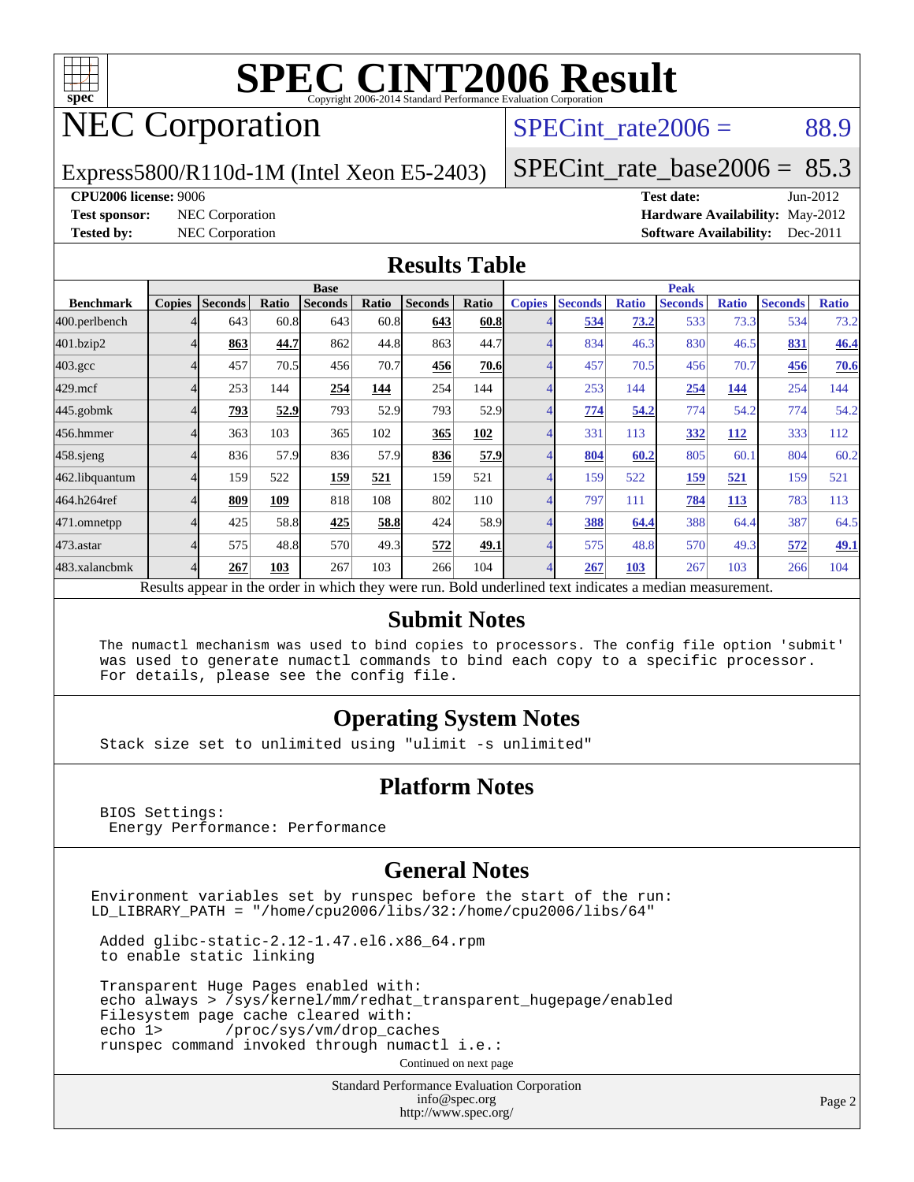# SPEC CINT2006 Result

Copyright 2006-2014 Standard Performance Evaluation Corporation

## NEC Corporation

Express5800/R110d-1M (Intel Xeon E5-2403)

SPECint_rate2006 = 88.9

SPECint_rate_base2006 = 85.3

**CPU2006 license:** 9006
**Test sponsor:** NEC Corporation
**Tested by:** NEC Corporation

**Test date:** Jun-2012
**Hardware Availability:** May-2012
**Software Availability:** Dec-2011

## Results Table

| | Base | | | | | | | Peak | | | | | | |
|---|---|---|---|---|---|---|---|---|---|---|---|---|---|---|
| **Benchmark** | **Copies** | **Seconds** | **Ratio** | **Seconds** | **Ratio** | **Seconds** | **Ratio** | **Copies** | **Seconds** | **Ratio** | **Seconds** | **Ratio** | **Seconds** | **Ratio** |
| 400.perlbench | 4 | 643 | 60.8 | 643 | 60.8 | **643** | **60.8** | 4 | **534** | **73.2** | 533 | 73.3 | 534 | 73.2 |
| 401.bzip2 | 4 | **863** | **44.7** | 862 | 44.8 | 863 | 44.7 | 4 | 834 | 46.3 | 830 | 46.5 | **831** | **46.4** |
| 403.gcc | 4 | 457 | 70.5 | 456 | 70.7 | **456** | **70.6** | 4 | 457 | 70.5 | 456 | 70.7 | **456** | **70.6** |
| 429.mcf | 4 | 253 | 144 | **254** | **144** | 254 | 144 | 4 | 253 | 144 | **254** | **144** | 254 | 144 |
| 445.gobmk | 4 | **793** | **52.9** | 793 | 52.9 | 793 | 52.9 | 4 | **774** | **54.2** | 774 | 54.2 | 774 | 54.2 |
| 456.hmmer | 4 | 363 | 103 | 365 | 102 | **365** | **102** | 4 | 331 | 113 | **332** | **112** | 333 | 112 |
| 458.sjeng | 4 | 836 | 57.9 | 836 | 57.9 | **836** | **57.9** | 4 | **804** | **60.2** | 805 | 60.1 | 804 | 60.2 |
| 462.libquantum | 4 | 159 | 522 | **159** | **521** | 159 | 521 | 4 | 159 | 522 | **159** | **521** | 159 | 521 |
| 464.h264ref | 4 | **809** | **109** | 818 | 108 | 802 | 110 | 4 | 797 | 111 | **784** | **113** | 783 | 113 |
| 471.omnetpp | 4 | 425 | 58.8 | **425** | **58.8** | 424 | 58.9 | 4 | **388** | **64.4** | 388 | 64.4 | 387 | 64.5 |
| 473.astar | 4 | 575 | 48.8 | 570 | 49.3 | **572** | **49.1** | 4 | 575 | 48.8 | 570 | 49.3 | **572** | **49.1** |
| 483.xalancbmk | 4 | **267** | **103** | 267 | 103 | 266 | 104 | 4 | **267** | **103** | 267 | 103 | 266 | 104 |

Results appear in the order in which they were run. Bold underlined text indicates a median measurement.

## Submit Notes

```
The numactl mechanism was used to bind copies to processors. The config file option 'submit'
was used to generate numactl commands to bind each copy to a specific processor.
For details, please see the config file.
```

## Operating System Notes

```
Stack size set to unlimited using "ulimit -s unlimited"
```

## Platform Notes

```
BIOS Settings:
 Energy Performance: Performance
```

## General Notes

```
Environment variables set by runspec before the start of the run:
LD_LIBRARY_PATH = "/home/cpu2006/libs/32:/home/cpu2006/libs/64"

 Added glibc-static-2.12-1.47.el6.x86_64.rpm
 to enable static linking

 Transparent Huge Pages enabled with:
 echo always > /sys/kernel/mm/redhat_transparent_hugepage/enabled
 Filesystem page cache cleared with:
 echo 1>       /proc/sys/vm/drop_caches
 runspec command invoked through numactl i.e.:
```

Continued on next page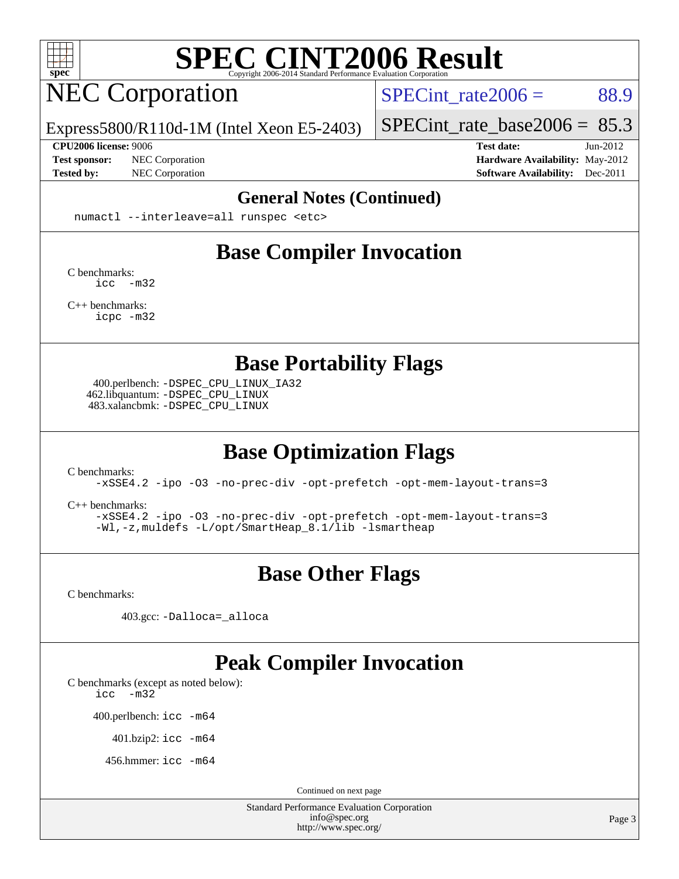## General Notes (Continued)

```
numactl --interleave=all runspec <etc>
```

## Base Compiler Invocation

C benchmarks:
```
icc  -m32
```

C++ benchmarks:
```
icpc -m32
```

## Base Portability Flags

400.perlbench: `-DSPEC_CPU_LINUX_IA32`
462.libquantum: `-DSPEC_CPU_LINUX`
483.xalancbmk: `-DSPEC_CPU_LINUX`

## Base Optimization Flags

C benchmarks:
```
-xSSE4.2 -ipo -O3 -no-prec-div -opt-prefetch -opt-mem-layout-trans=3
```

C++ benchmarks:
```
-xSSE4.2 -ipo -O3 -no-prec-div -opt-prefetch -opt-mem-layout-trans=3
-Wl,-z,muldefs -L/opt/SmartHeap_8.1/lib -lsmartheap
```

## Base Other Flags

C benchmarks:

403.gcc: `-Dalloca=_alloca`

## Peak Compiler Invocation

C benchmarks (except as noted below):
```
icc  -m32
```

400.perlbench: `icc -m64`

401.bzip2: `icc -m64`

456.hmmer: `icc -m64`

Continued on next page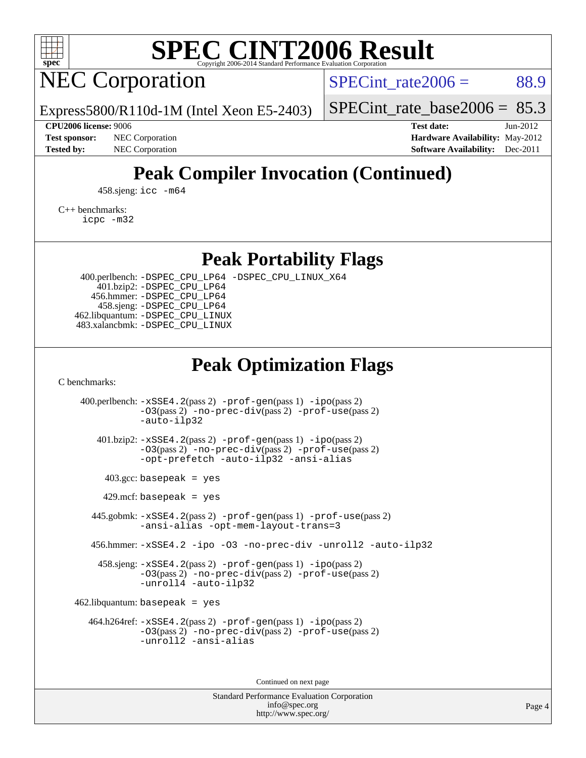# SPEC CINT2006 Result

## NEC Corporation

Express5800/R110d-1M (Intel Xeon E5-2403)

SPECint_rate2006 = 88.9

SPECint_rate_base2006 = 85.3

**CPU2006 license:** 9006
**Test sponsor:** NEC Corporation
**Tested by:** NEC Corporation

**Test date:** Jun-2012
**Hardware Availability:** May-2012
**Software Availability:** Dec-2011

## Peak Compiler Invocation (Continued)

458.sjeng: icc -m64

C++ benchmarks:
icpc -m32

## Peak Portability Flags

400.perlbench: -DSPEC_CPU_LP64 -DSPEC_CPU_LINUX_X64
401.bzip2: -DSPEC_CPU_LP64
456.hmmer: -DSPEC_CPU_LP64
458.sjeng: -DSPEC_CPU_LP64
462.libquantum: -DSPEC_CPU_LINUX
483.xalancbmk: -DSPEC_CPU_LINUX

## Peak Optimization Flags

C benchmarks:

400.perlbench: -xSSE4.2(pass 2) -prof-gen(pass 1) -ipo(pass 2) -O3(pass 2) -no-prec-div(pass 2) -prof-use(pass 2) -auto-ilp32

401.bzip2: -xSSE4.2(pass 2) -prof-gen(pass 1) -ipo(pass 2) -O3(pass 2) -no-prec-div(pass 2) -prof-use(pass 2) -opt-prefetch -auto-ilp32 -ansi-alias

403.gcc: basepeak = yes

429.mcf: basepeak = yes

445.gobmk: -xSSE4.2(pass 2) -prof-gen(pass 1) -prof-use(pass 2) -ansi-alias -opt-mem-layout-trans=3

456.hmmer: -xSSE4.2 -ipo -O3 -no-prec-div -unroll2 -auto-ilp32

458.sjeng: -xSSE4.2(pass 2) -prof-gen(pass 1) -ipo(pass 2) -O3(pass 2) -no-prec-div(pass 2) -prof-use(pass 2) -unroll4 -auto-ilp32

462.libquantum: basepeak = yes

464.h264ref: -xSSE4.2(pass 2) -prof-gen(pass 1) -ipo(pass 2) -O3(pass 2) -no-prec-div(pass 2) -prof-use(pass 2) -unroll2 -ansi-alias

Continued on next page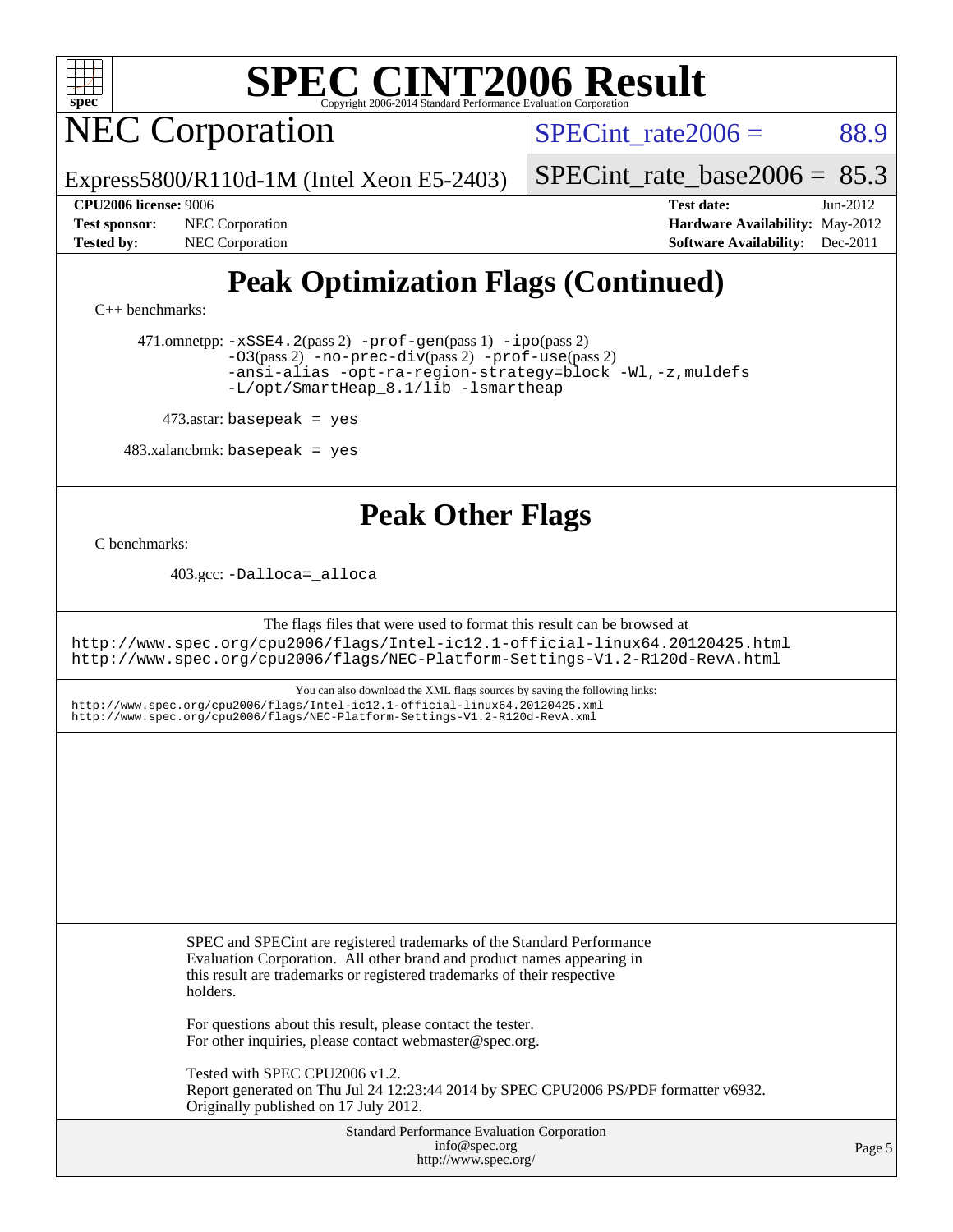# Peak Optimization Flags (Continued)

C++ benchmarks:

471.omnetpp: -xSSE4.2(pass 2) -prof-gen(pass 1) -ipo(pass 2) -O3(pass 2) -no-prec-div(pass 2) -prof-use(pass 2) -ansi-alias -opt-ra-region-strategy=block -Wl,-z,muldefs -L/opt/SmartHeap_8.1/lib -lsmartheap

473.astar: basepeak = yes

483.xalancbmk: basepeak = yes

# Peak Other Flags

C benchmarks:

403.gcc: -Dalloca=_alloca

The flags files that were used to format this result can be browsed at
http://www.spec.org/cpu2006/flags/Intel-ic12.1-official-linux64.20120425.html
http://www.spec.org/cpu2006/flags/NEC-Platform-Settings-V1.2-R120d-RevA.html

You can also download the XML flags sources by saving the following links:
http://www.spec.org/cpu2006/flags/Intel-ic12.1-official-linux64.20120425.xml
http://www.spec.org/cpu2006/flags/NEC-Platform-Settings-V1.2-R120d-RevA.xml

SPEC and SPECint are registered trademarks of the Standard Performance Evaluation Corporation. All other brand and product names appearing in this result are trademarks or registered trademarks of their respective holders.

For questions about this result, please contact the tester.
For other inquiries, please contact webmaster@spec.org.

Tested with SPEC CPU2006 v1.2.
Report generated on Thu Jul 24 12:23:44 2014 by SPEC CPU2006 PS/PDF formatter v6932.
Originally published on 17 July 2012.